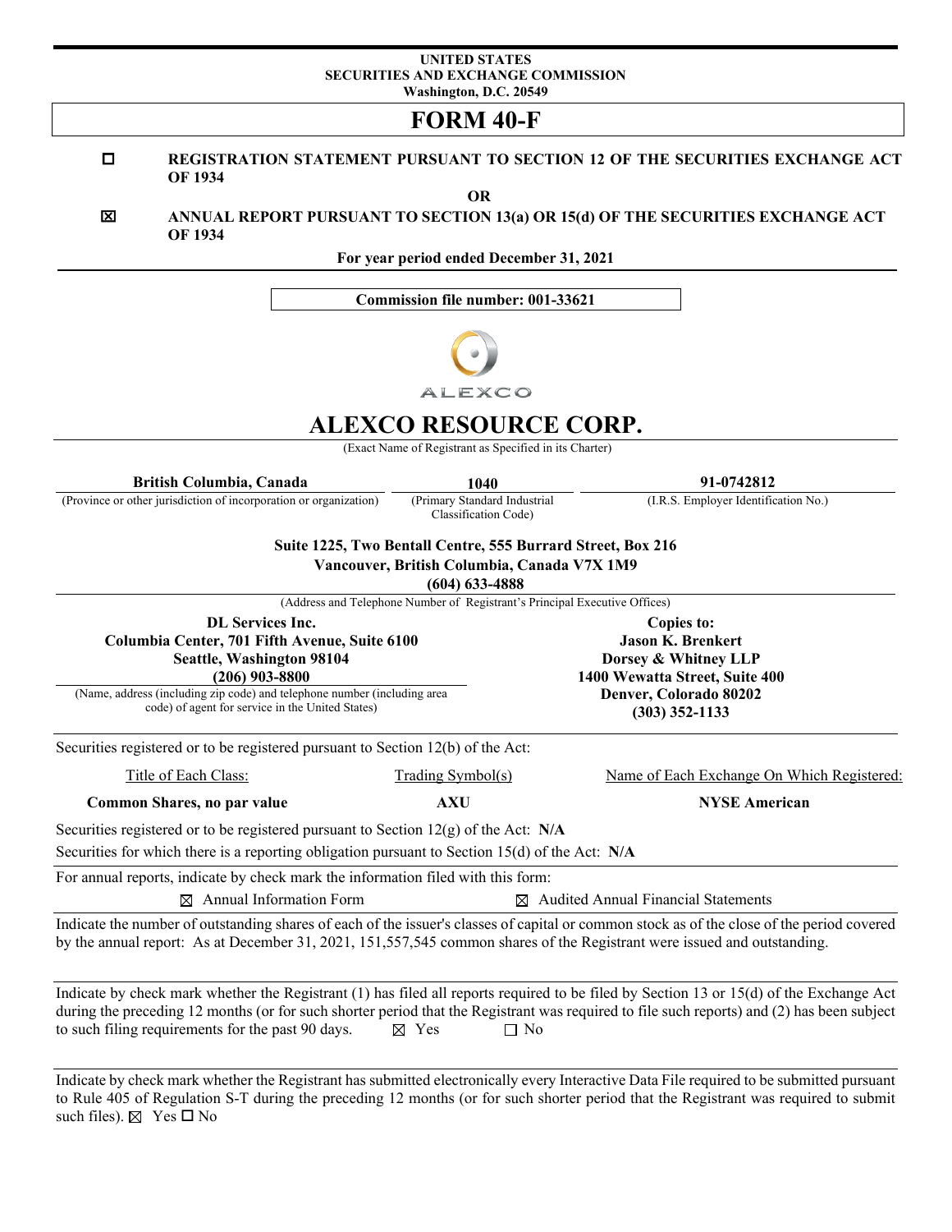**UNITED STATES**
**SECURITIES AND EXCHANGE COMMISSION**
**Washington, D.C. 20549**

# FORM 40-F

☐ **REGISTRATION STATEMENT PURSUANT TO SECTION 12 OF THE SECURITIES EXCHANGE ACT OF 1934**

**OR**

☒ **ANNUAL REPORT PURSUANT TO SECTION 13(a) OR 15(d) OF THE SECURITIES EXCHANGE ACT OF 1934**

**For year period ended December 31, 2021**

**Commission file number: 001-33621**

ALEXCO

# ALEXCO RESOURCE CORP.

(Exact Name of Registrant as Specified in its Charter)

| **British Columbia, Canada** | **1040** | **91-0742812** |
|---|---|---|
| (Province or other jurisdiction of incorporation or organization) | (Primary Standard Industrial Classification Code) | (I.R.S. Employer Identification No.) |

**Suite 1225, Two Bentall Centre, 555 Burrard Street, Box 216**
**Vancouver, British Columbia, Canada V7X 1M9**
**(604) 633-4888**

(Address and Telephone Number of Registrant's Principal Executive Offices)

**DL Services Inc.**
**Columbia Center, 701 Fifth Avenue, Suite 6100**
**Seattle, Washington 98104**
**(206) 903-8800**

(Name, address (including zip code) and telephone number (including area code) of agent for service in the United States)

**Copies to:**
**Jason K. Brenkert**
**Dorsey & Whitney LLP**
**1400 Wewatta Street, Suite 400**
**Denver, Colorado 80202**
**(303) 352-1133**

Securities registered or to be registered pursuant to Section 12(b) of the Act:

| Title of Each Class: | Trading Symbol(s) | Name of Each Exchange On Which Registered: |
|---|---|---|
| **Common Shares, no par value** | **AXU** | **NYSE American** |

Securities registered or to be registered pursuant to Section 12(g) of the Act: **N/A**

Securities for which there is a reporting obligation pursuant to Section 15(d) of the Act: **N/A**

For annual reports, indicate by check mark the information filed with this form:

☒ Annual Information Form ☒ Audited Annual Financial Statements

Indicate the number of outstanding shares of each of the issuer's classes of capital or common stock as of the close of the period covered by the annual report: As at December 31, 2021, 151,557,545 common shares of the Registrant were issued and outstanding.

Indicate by check mark whether the Registrant (1) has filed all reports required to be filed by Section 13 or 15(d) of the Exchange Act during the preceding 12 months (or for such shorter period that the Registrant was required to file such reports) and (2) has been subject to such filing requirements for the past 90 days. ☒ Yes ☐ No

Indicate by check mark whether the Registrant has submitted electronically every Interactive Data File required to be submitted pursuant to Rule 405 of Regulation S-T during the preceding 12 months (or for such shorter period that the Registrant was required to submit such files). ☒ Yes ☐ No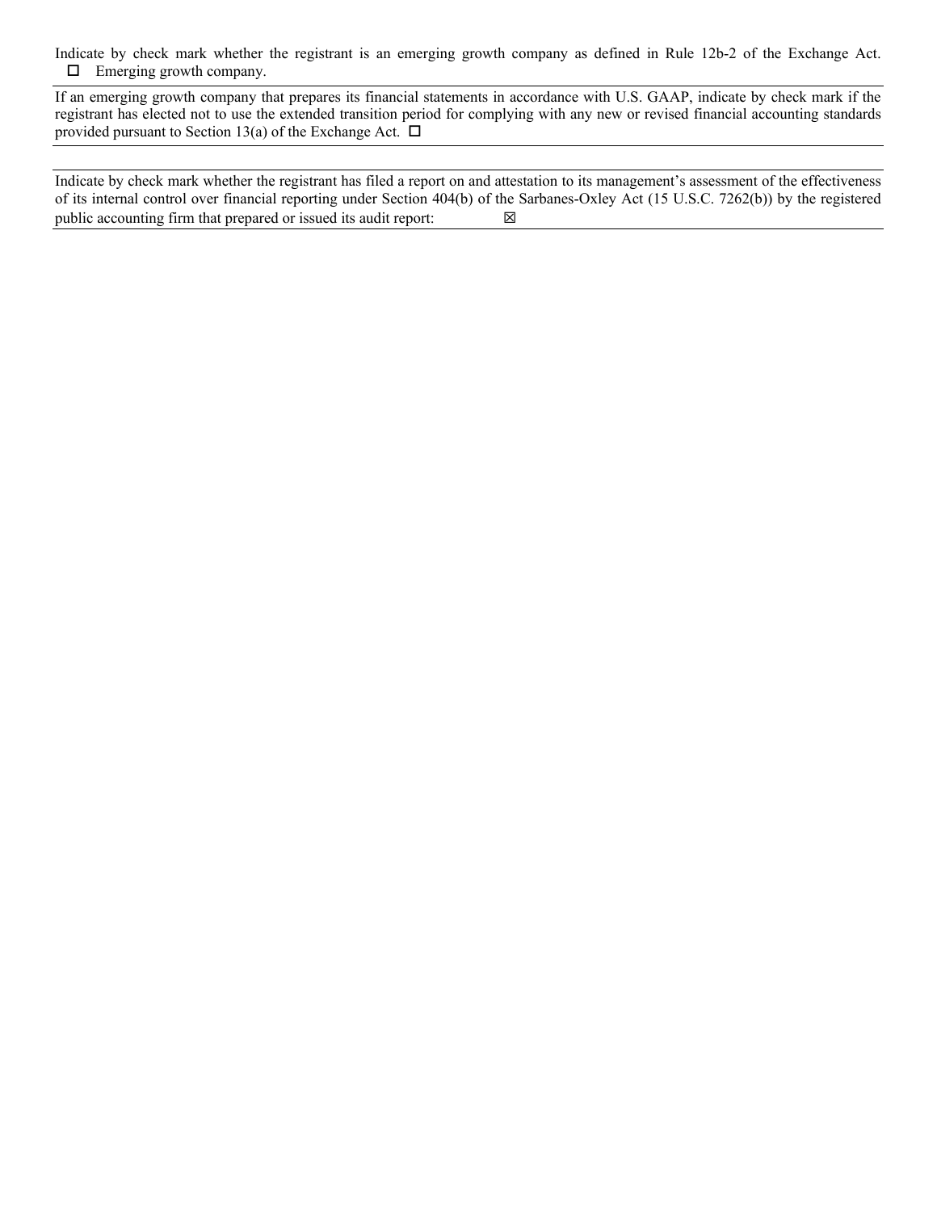Indicate by check mark whether the registrant is an emerging growth company as defined in Rule 12b-2 of the Exchange Act.
☐ Emerging growth company.

If an emerging growth company that prepares its financial statements in accordance with U.S. GAAP, indicate by check mark if the registrant has elected not to use the extended transition period for complying with any new or revised financial accounting standards provided pursuant to Section 13(a) of the Exchange Act. ☐

Indicate by check mark whether the registrant has filed a report on and attestation to its management's assessment of the effectiveness of its internal control over financial reporting under Section 404(b) of the Sarbanes-Oxley Act (15 U.S.C. 7262(b)) by the registered public accounting firm that prepared or issued its audit report: ☒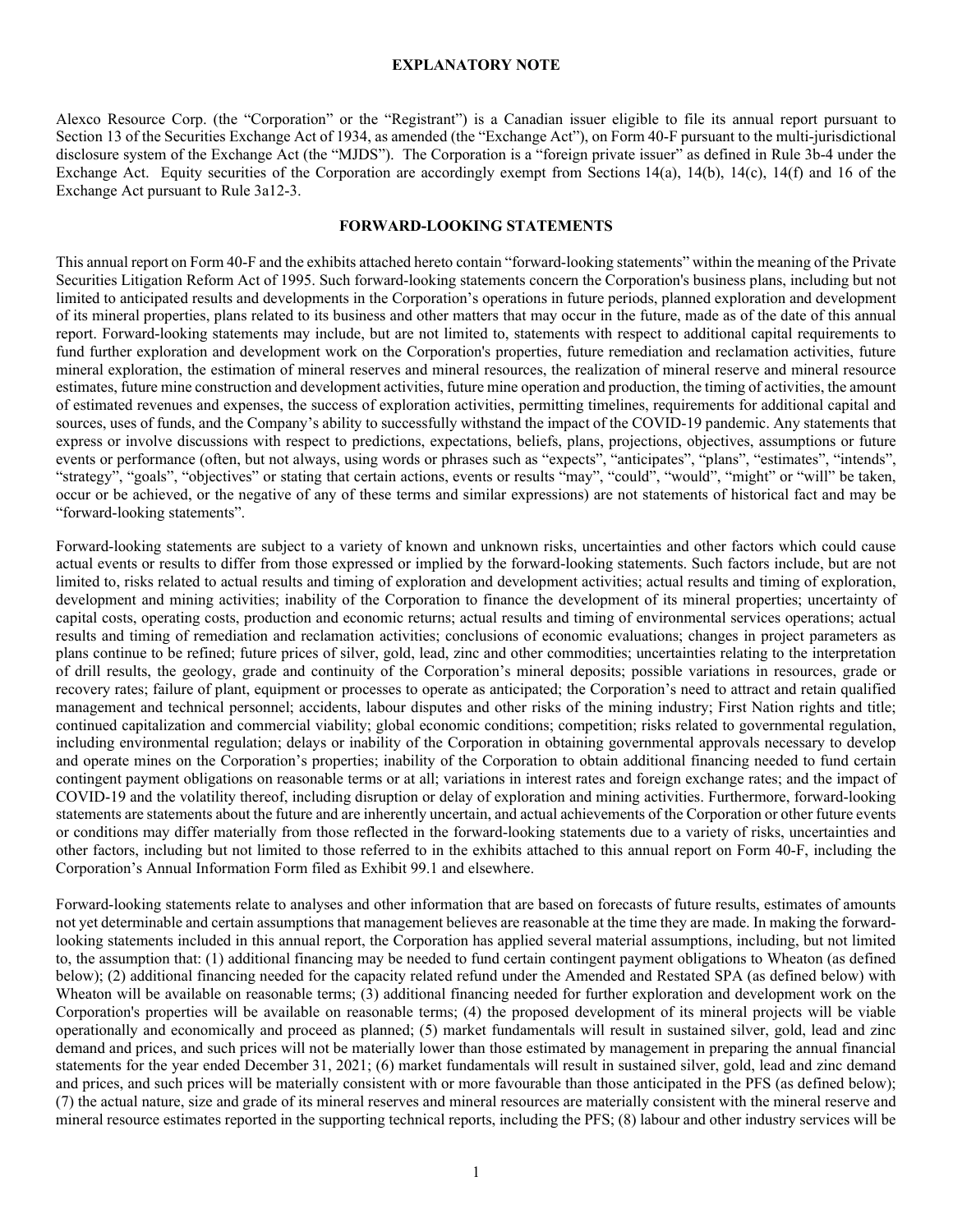## EXPLANATORY NOTE

Alexco Resource Corp. (the "Corporation" or the "Registrant") is a Canadian issuer eligible to file its annual report pursuant to Section 13 of the Securities Exchange Act of 1934, as amended (the "Exchange Act"), on Form 40-F pursuant to the multi-jurisdictional disclosure system of the Exchange Act (the "MJDS"). The Corporation is a "foreign private issuer" as defined in Rule 3b-4 under the Exchange Act. Equity securities of the Corporation are accordingly exempt from Sections 14(a), 14(b), 14(c), 14(f) and 16 of the Exchange Act pursuant to Rule 3a12-3.

## FORWARD-LOOKING STATEMENTS

This annual report on Form 40-F and the exhibits attached hereto contain "forward-looking statements" within the meaning of the Private Securities Litigation Reform Act of 1995. Such forward-looking statements concern the Corporation's business plans, including but not limited to anticipated results and developments in the Corporation's operations in future periods, planned exploration and development of its mineral properties, plans related to its business and other matters that may occur in the future, made as of the date of this annual report. Forward-looking statements may include, but are not limited to, statements with respect to additional capital requirements to fund further exploration and development work on the Corporation's properties, future remediation and reclamation activities, future mineral exploration, the estimation of mineral reserves and mineral resources, the realization of mineral reserve and mineral resource estimates, future mine construction and development activities, future mine operation and production, the timing of activities, the amount of estimated revenues and expenses, the success of exploration activities, permitting timelines, requirements for additional capital and sources, uses of funds, and the Company's ability to successfully withstand the impact of the COVID-19 pandemic. Any statements that express or involve discussions with respect to predictions, expectations, beliefs, plans, projections, objectives, assumptions or future events or performance (often, but not always, using words or phrases such as "expects", "anticipates", "plans", "estimates", "intends", "strategy", "goals", "objectives" or stating that certain actions, events or results "may", "could", "would", "might" or "will" be taken, occur or be achieved, or the negative of any of these terms and similar expressions) are not statements of historical fact and may be "forward-looking statements".

Forward-looking statements are subject to a variety of known and unknown risks, uncertainties and other factors which could cause actual events or results to differ from those expressed or implied by the forward-looking statements. Such factors include, but are not limited to, risks related to actual results and timing of exploration and development activities; actual results and timing of exploration, development and mining activities; inability of the Corporation to finance the development of its mineral properties; uncertainty of capital costs, operating costs, production and economic returns; actual results and timing of environmental services operations; actual results and timing of remediation and reclamation activities; conclusions of economic evaluations; changes in project parameters as plans continue to be refined; future prices of silver, gold, lead, zinc and other commodities; uncertainties relating to the interpretation of drill results, the geology, grade and continuity of the Corporation's mineral deposits; possible variations in resources, grade or recovery rates; failure of plant, equipment or processes to operate as anticipated; the Corporation's need to attract and retain qualified management and technical personnel; accidents, labour disputes and other risks of the mining industry; First Nation rights and title; continued capitalization and commercial viability; global economic conditions; competition; risks related to governmental regulation, including environmental regulation; delays or inability of the Corporation in obtaining governmental approvals necessary to develop and operate mines on the Corporation's properties; inability of the Corporation to obtain additional financing needed to fund certain contingent payment obligations on reasonable terms or at all; variations in interest rates and foreign exchange rates; and the impact of COVID-19 and the volatility thereof, including disruption or delay of exploration and mining activities. Furthermore, forward-looking statements are statements about the future and are inherently uncertain, and actual achievements of the Corporation or other future events or conditions may differ materially from those reflected in the forward-looking statements due to a variety of risks, uncertainties and other factors, including but not limited to those referred to in the exhibits attached to this annual report on Form 40-F, including the Corporation's Annual Information Form filed as Exhibit 99.1 and elsewhere.

Forward-looking statements relate to analyses and other information that are based on forecasts of future results, estimates of amounts not yet determinable and certain assumptions that management believes are reasonable at the time they are made. In making the forward-looking statements included in this annual report, the Corporation has applied several material assumptions, including, but not limited to, the assumption that: (1) additional financing may be needed to fund certain contingent payment obligations to Wheaton (as defined below); (2) additional financing needed for the capacity related refund under the Amended and Restated SPA (as defined below) with Wheaton will be available on reasonable terms; (3) additional financing needed for further exploration and development work on the Corporation's properties will be available on reasonable terms; (4) the proposed development of its mineral projects will be viable operationally and economically and proceed as planned; (5) market fundamentals will result in sustained silver, gold, lead and zinc demand and prices, and such prices will not be materially lower than those estimated by management in preparing the annual financial statements for the year ended December 31, 2021; (6) market fundamentals will result in sustained silver, gold, lead and zinc demand and prices, and such prices will be materially consistent with or more favourable than those anticipated in the PFS (as defined below); (7) the actual nature, size and grade of its mineral reserves and mineral resources are materially consistent with the mineral reserve and mineral resource estimates reported in the supporting technical reports, including the PFS; (8) labour and other industry services will be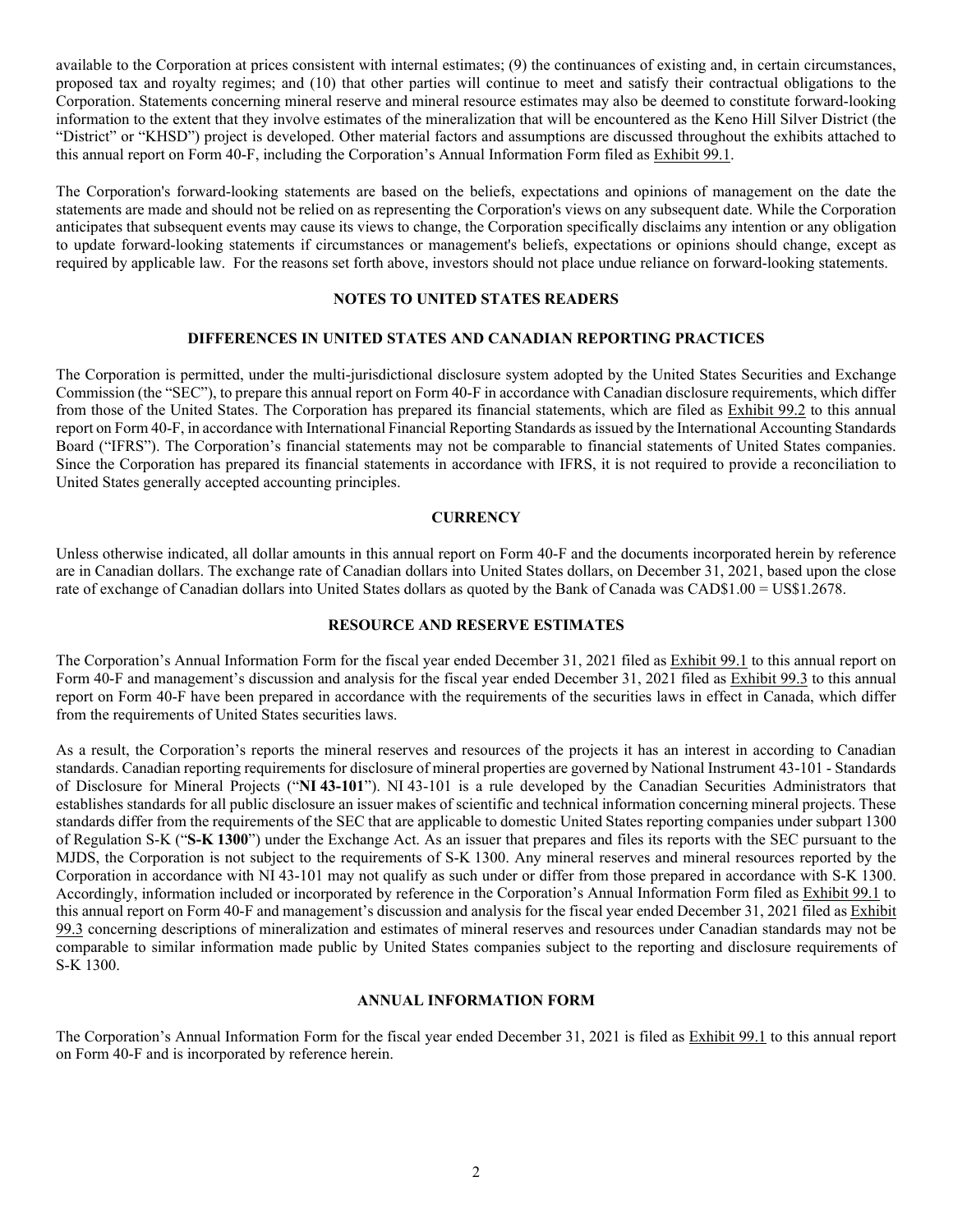available to the Corporation at prices consistent with internal estimates; (9) the continuances of existing and, in certain circumstances, proposed tax and royalty regimes; and (10) that other parties will continue to meet and satisfy their contractual obligations to the Corporation. Statements concerning mineral reserve and mineral resource estimates may also be deemed to constitute forward-looking information to the extent that they involve estimates of the mineralization that will be encountered as the Keno Hill Silver District (the "District" or "KHSD") project is developed. Other material factors and assumptions are discussed throughout the exhibits attached to this annual report on Form 40-F, including the Corporation's Annual Information Form filed as Exhibit 99.1.

The Corporation's forward-looking statements are based on the beliefs, expectations and opinions of management on the date the statements are made and should not be relied on as representing the Corporation's views on any subsequent date. While the Corporation anticipates that subsequent events may cause its views to change, the Corporation specifically disclaims any intention or any obligation to update forward-looking statements if circumstances or management's beliefs, expectations or opinions should change, except as required by applicable law. For the reasons set forth above, investors should not place undue reliance on forward-looking statements.

## NOTES TO UNITED STATES READERS

### DIFFERENCES IN UNITED STATES AND CANADIAN REPORTING PRACTICES

The Corporation is permitted, under the multi-jurisdictional disclosure system adopted by the United States Securities and Exchange Commission (the "SEC"), to prepare this annual report on Form 40-F in accordance with Canadian disclosure requirements, which differ from those of the United States. The Corporation has prepared its financial statements, which are filed as Exhibit 99.2 to this annual report on Form 40-F, in accordance with International Financial Reporting Standards as issued by the International Accounting Standards Board ("IFRS"). The Corporation's financial statements may not be comparable to financial statements of United States companies. Since the Corporation has prepared its financial statements in accordance with IFRS, it is not required to provide a reconciliation to United States generally accepted accounting principles.

### CURRENCY

Unless otherwise indicated, all dollar amounts in this annual report on Form 40-F and the documents incorporated herein by reference are in Canadian dollars. The exchange rate of Canadian dollars into United States dollars, on December 31, 2021, based upon the close rate of exchange of Canadian dollars into United States dollars as quoted by the Bank of Canada was CAD$1.00 = US$1.2678.

### RESOURCE AND RESERVE ESTIMATES

The Corporation's Annual Information Form for the fiscal year ended December 31, 2021 filed as Exhibit 99.1 to this annual report on Form 40-F and management's discussion and analysis for the fiscal year ended December 31, 2021 filed as Exhibit 99.3 to this annual report on Form 40-F have been prepared in accordance with the requirements of the securities laws in effect in Canada, which differ from the requirements of United States securities laws.

As a result, the Corporation's reports the mineral reserves and resources of the projects it has an interest in according to Canadian standards. Canadian reporting requirements for disclosure of mineral properties are governed by National Instrument 43-101 - Standards of Disclosure for Mineral Projects ("**NI 43-101**"). NI 43-101 is a rule developed by the Canadian Securities Administrators that establishes standards for all public disclosure an issuer makes of scientific and technical information concerning mineral projects. These standards differ from the requirements of the SEC that are applicable to domestic United States reporting companies under subpart 1300 of Regulation S-K ("**S-K 1300**") under the Exchange Act. As an issuer that prepares and files its reports with the SEC pursuant to the MJDS, the Corporation is not subject to the requirements of S-K 1300. Any mineral reserves and mineral resources reported by the Corporation in accordance with NI 43-101 may not qualify as such under or differ from those prepared in accordance with S-K 1300. Accordingly, information included or incorporated by reference in the Corporation's Annual Information Form filed as Exhibit 99.1 to this annual report on Form 40-F and management's discussion and analysis for the fiscal year ended December 31, 2021 filed as Exhibit 99.3 concerning descriptions of mineralization and estimates of mineral reserves and resources under Canadian standards may not be comparable to similar information made public by United States companies subject to the reporting and disclosure requirements of S-K 1300.

### ANNUAL INFORMATION FORM

The Corporation's Annual Information Form for the fiscal year ended December 31, 2021 is filed as Exhibit 99.1 to this annual report on Form 40-F and is incorporated by reference herein.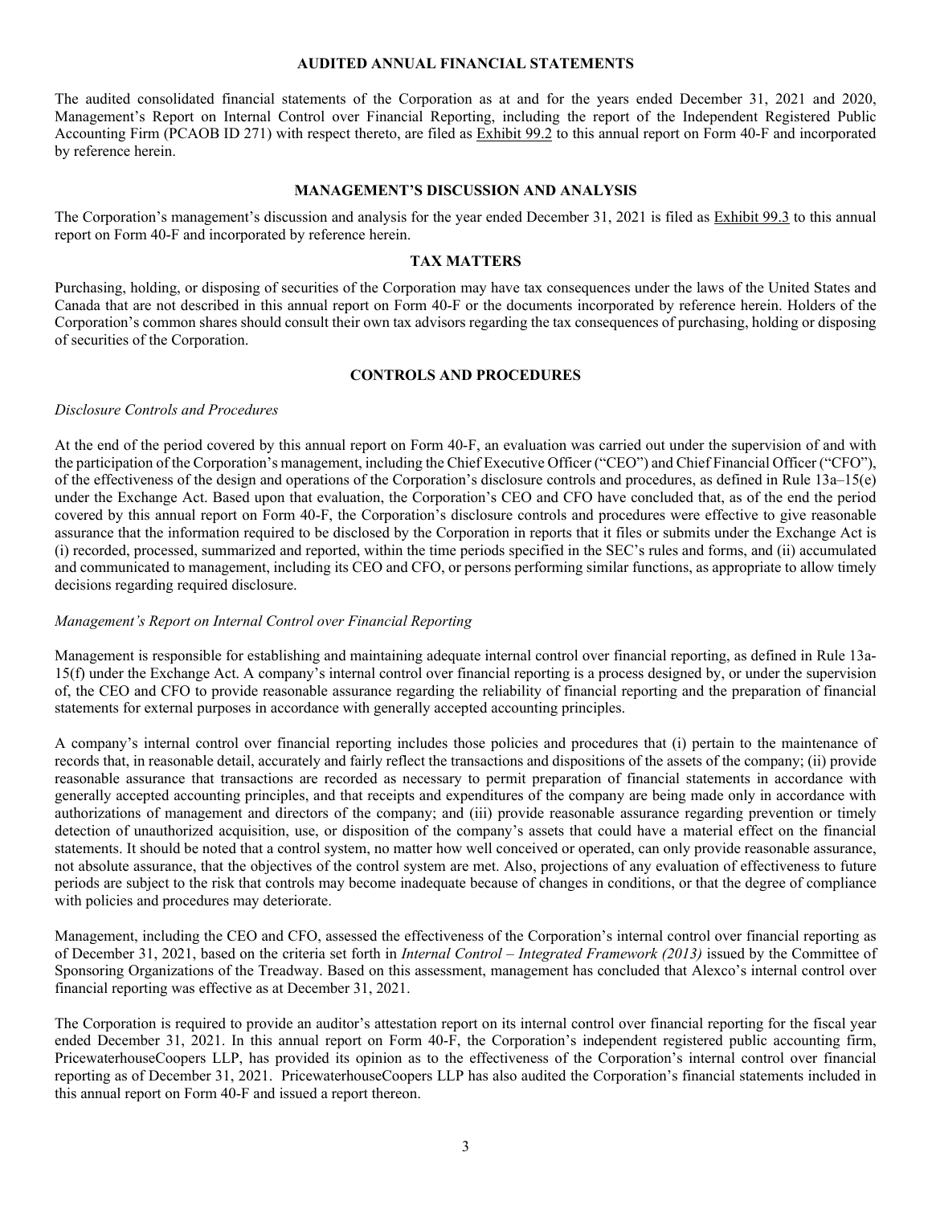## AUDITED ANNUAL FINANCIAL STATEMENTS

The audited consolidated financial statements of the Corporation as at and for the years ended December 31, 2021 and 2020, Management's Report on Internal Control over Financial Reporting, including the report of the Independent Registered Public Accounting Firm (PCAOB ID 271) with respect thereto, are filed as Exhibit 99.2 to this annual report on Form 40-F and incorporated by reference herein.

## MANAGEMENT'S DISCUSSION AND ANALYSIS

The Corporation's management's discussion and analysis for the year ended December 31, 2021 is filed as Exhibit 99.3 to this annual report on Form 40-F and incorporated by reference herein.

## TAX MATTERS

Purchasing, holding, or disposing of securities of the Corporation may have tax consequences under the laws of the United States and Canada that are not described in this annual report on Form 40-F or the documents incorporated by reference herein. Holders of the Corporation's common shares should consult their own tax advisors regarding the tax consequences of purchasing, holding or disposing of securities of the Corporation.

## CONTROLS AND PROCEDURES

*Disclosure Controls and Procedures*

At the end of the period covered by this annual report on Form 40-F, an evaluation was carried out under the supervision of and with the participation of the Corporation's management, including the Chief Executive Officer ("CEO") and Chief Financial Officer ("CFO"), of the effectiveness of the design and operations of the Corporation's disclosure controls and procedures, as defined in Rule 13a–15(e) under the Exchange Act. Based upon that evaluation, the Corporation's CEO and CFO have concluded that, as of the end the period covered by this annual report on Form 40-F, the Corporation's disclosure controls and procedures were effective to give reasonable assurance that the information required to be disclosed by the Corporation in reports that it files or submits under the Exchange Act is (i) recorded, processed, summarized and reported, within the time periods specified in the SEC's rules and forms, and (ii) accumulated and communicated to management, including its CEO and CFO, or persons performing similar functions, as appropriate to allow timely decisions regarding required disclosure.

*Management's Report on Internal Control over Financial Reporting*

Management is responsible for establishing and maintaining adequate internal control over financial reporting, as defined in Rule 13a-15(f) under the Exchange Act. A company's internal control over financial reporting is a process designed by, or under the supervision of, the CEO and CFO to provide reasonable assurance regarding the reliability of financial reporting and the preparation of financial statements for external purposes in accordance with generally accepted accounting principles.

A company's internal control over financial reporting includes those policies and procedures that (i) pertain to the maintenance of records that, in reasonable detail, accurately and fairly reflect the transactions and dispositions of the assets of the company; (ii) provide reasonable assurance that transactions are recorded as necessary to permit preparation of financial statements in accordance with generally accepted accounting principles, and that receipts and expenditures of the company are being made only in accordance with authorizations of management and directors of the company; and (iii) provide reasonable assurance regarding prevention or timely detection of unauthorized acquisition, use, or disposition of the company's assets that could have a material effect on the financial statements. It should be noted that a control system, no matter how well conceived or operated, can only provide reasonable assurance, not absolute assurance, that the objectives of the control system are met. Also, projections of any evaluation of effectiveness to future periods are subject to the risk that controls may become inadequate because of changes in conditions, or that the degree of compliance with policies and procedures may deteriorate.

Management, including the CEO and CFO, assessed the effectiveness of the Corporation's internal control over financial reporting as of December 31, 2021, based on the criteria set forth in *Internal Control – Integrated Framework (2013)* issued by the Committee of Sponsoring Organizations of the Treadway. Based on this assessment, management has concluded that Alexco's internal control over financial reporting was effective as at December 31, 2021.

The Corporation is required to provide an auditor's attestation report on its internal control over financial reporting for the fiscal year ended December 31, 2021. In this annual report on Form 40-F, the Corporation's independent registered public accounting firm, PricewaterhouseCoopers LLP, has provided its opinion as to the effectiveness of the Corporation's internal control over financial reporting as of December 31, 2021. PricewaterhouseCoopers LLP has also audited the Corporation's financial statements included in this annual report on Form 40-F and issued a report thereon.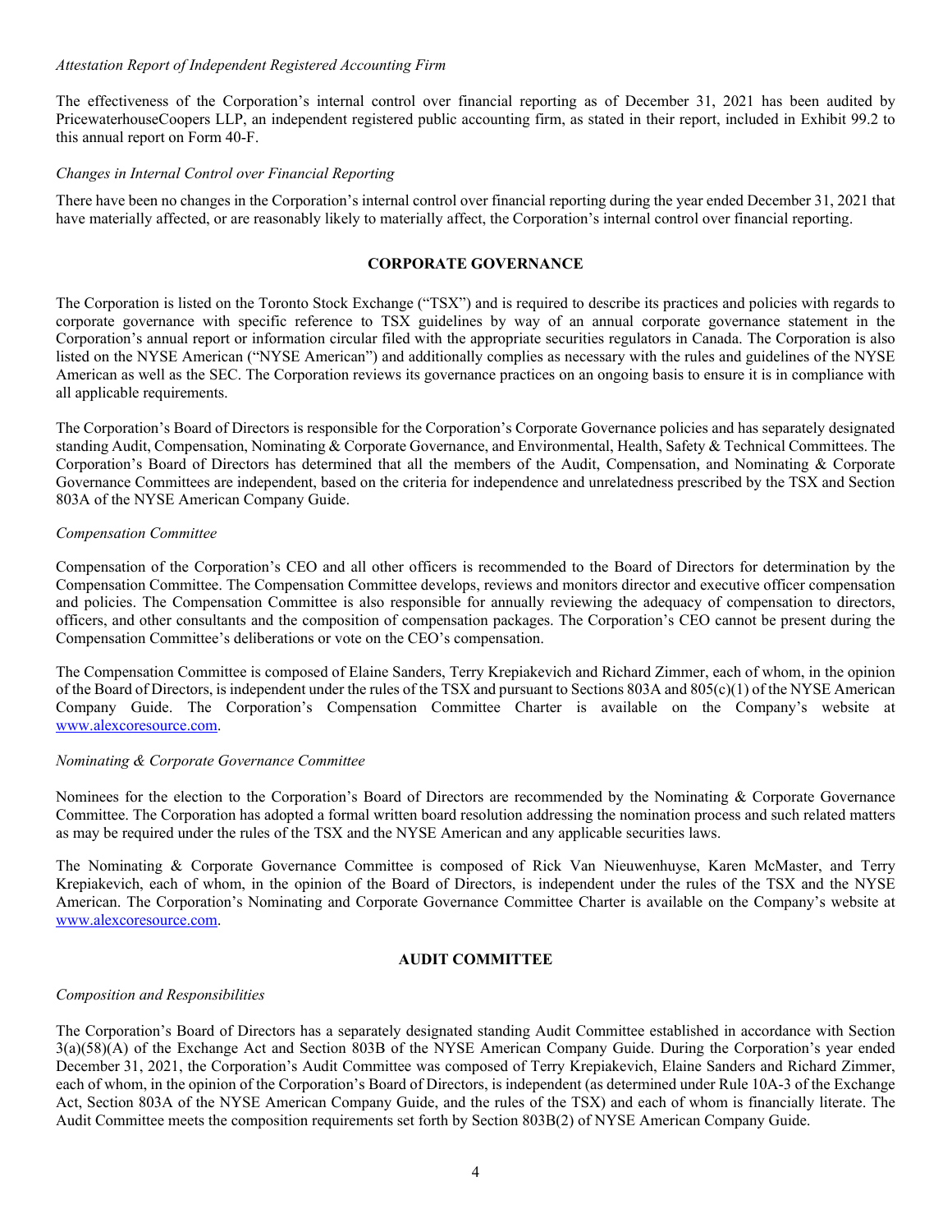*Attestation Report of Independent Registered Accounting Firm*

The effectiveness of the Corporation's internal control over financial reporting as of December 31, 2021 has been audited by PricewaterhouseCoopers LLP, an independent registered public accounting firm, as stated in their report, included in Exhibit 99.2 to this annual report on Form 40-F.

*Changes in Internal Control over Financial Reporting*

There have been no changes in the Corporation's internal control over financial reporting during the year ended December 31, 2021 that have materially affected, or are reasonably likely to materially affect, the Corporation's internal control over financial reporting.

## CORPORATE GOVERNANCE

The Corporation is listed on the Toronto Stock Exchange ("TSX") and is required to describe its practices and policies with regards to corporate governance with specific reference to TSX guidelines by way of an annual corporate governance statement in the Corporation's annual report or information circular filed with the appropriate securities regulators in Canada. The Corporation is also listed on the NYSE American ("NYSE American") and additionally complies as necessary with the rules and guidelines of the NYSE American as well as the SEC. The Corporation reviews its governance practices on an ongoing basis to ensure it is in compliance with all applicable requirements.

The Corporation's Board of Directors is responsible for the Corporation's Corporate Governance policies and has separately designated standing Audit, Compensation, Nominating & Corporate Governance, and Environmental, Health, Safety & Technical Committees. The Corporation's Board of Directors has determined that all the members of the Audit, Compensation, and Nominating & Corporate Governance Committees are independent, based on the criteria for independence and unrelatedness prescribed by the TSX and Section 803A of the NYSE American Company Guide.

*Compensation Committee*

Compensation of the Corporation's CEO and all other officers is recommended to the Board of Directors for determination by the Compensation Committee. The Compensation Committee develops, reviews and monitors director and executive officer compensation and policies. The Compensation Committee is also responsible for annually reviewing the adequacy of compensation to directors, officers, and other consultants and the composition of compensation packages. The Corporation's CEO cannot be present during the Compensation Committee's deliberations or vote on the CEO's compensation.

The Compensation Committee is composed of Elaine Sanders, Terry Krepiakevich and Richard Zimmer, each of whom, in the opinion of the Board of Directors, is independent under the rules of the TSX and pursuant to Sections 803A and 805(c)(1) of the NYSE American Company Guide. The Corporation's Compensation Committee Charter is available on the Company's website at www.alexcoresource.com.

*Nominating & Corporate Governance Committee*

Nominees for the election to the Corporation's Board of Directors are recommended by the Nominating & Corporate Governance Committee. The Corporation has adopted a formal written board resolution addressing the nomination process and such related matters as may be required under the rules of the TSX and the NYSE American and any applicable securities laws.

The Nominating & Corporate Governance Committee is composed of Rick Van Nieuwenhuyse, Karen McMaster, and Terry Krepiakevich, each of whom, in the opinion of the Board of Directors, is independent under the rules of the TSX and the NYSE American. The Corporation's Nominating and Corporate Governance Committee Charter is available on the Company's website at www.alexcoresource.com.

## AUDIT COMMITTEE

*Composition and Responsibilities*

The Corporation's Board of Directors has a separately designated standing Audit Committee established in accordance with Section 3(a)(58)(A) of the Exchange Act and Section 803B of the NYSE American Company Guide. During the Corporation's year ended December 31, 2021, the Corporation's Audit Committee was composed of Terry Krepiakevich, Elaine Sanders and Richard Zimmer, each of whom, in the opinion of the Corporation's Board of Directors, is independent (as determined under Rule 10A-3 of the Exchange Act, Section 803A of the NYSE American Company Guide, and the rules of the TSX) and each of whom is financially literate. The Audit Committee meets the composition requirements set forth by Section 803B(2) of NYSE American Company Guide.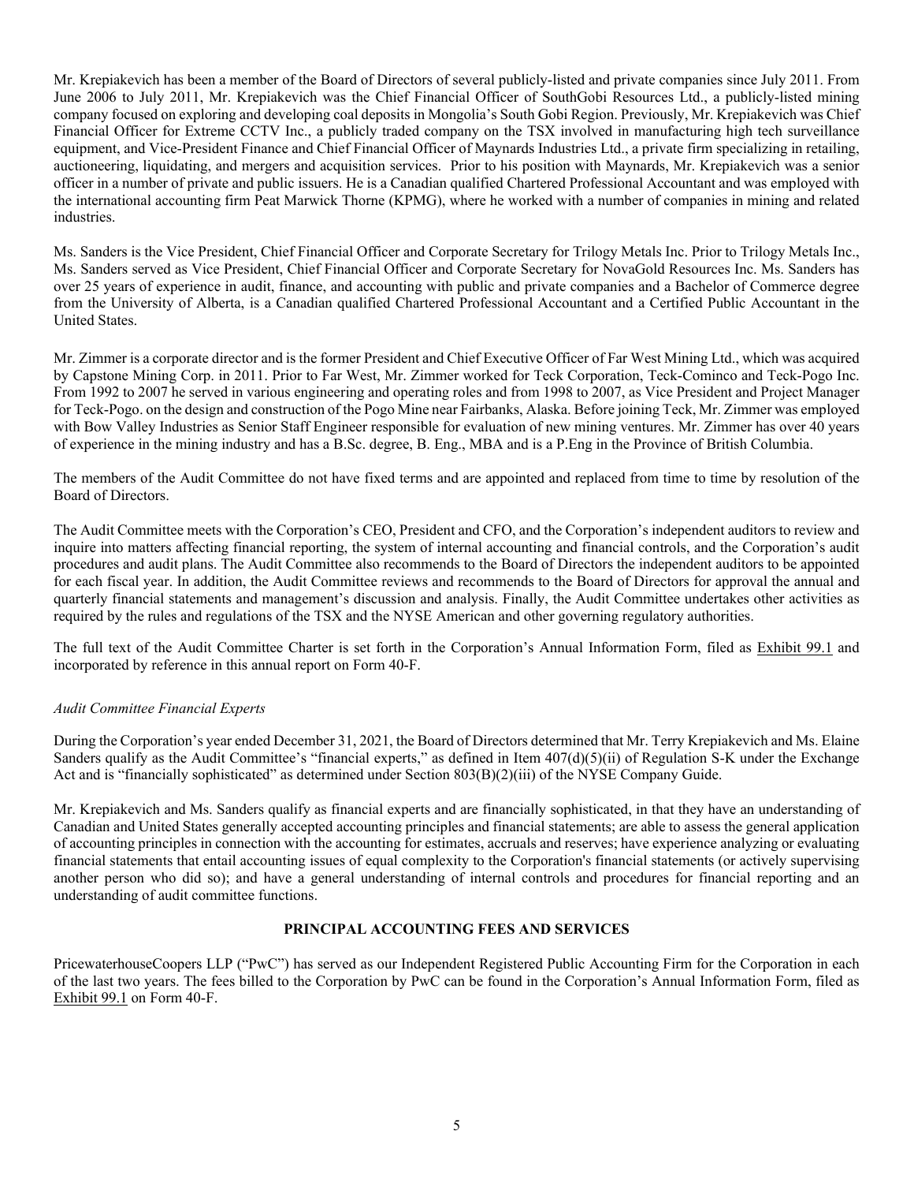Mr. Krepiakevich has been a member of the Board of Directors of several publicly-listed and private companies since July 2011. From June 2006 to July 2011, Mr. Krepiakevich was the Chief Financial Officer of SouthGobi Resources Ltd., a publicly-listed mining company focused on exploring and developing coal deposits in Mongolia's South Gobi Region. Previously, Mr. Krepiakevich was Chief Financial Officer for Extreme CCTV Inc., a publicly traded company on the TSX involved in manufacturing high tech surveillance equipment, and Vice-President Finance and Chief Financial Officer of Maynards Industries Ltd., a private firm specializing in retailing, auctioneering, liquidating, and mergers and acquisition services. Prior to his position with Maynards, Mr. Krepiakevich was a senior officer in a number of private and public issuers. He is a Canadian qualified Chartered Professional Accountant and was employed with the international accounting firm Peat Marwick Thorne (KPMG), where he worked with a number of companies in mining and related industries.

Ms. Sanders is the Vice President, Chief Financial Officer and Corporate Secretary for Trilogy Metals Inc. Prior to Trilogy Metals Inc., Ms. Sanders served as Vice President, Chief Financial Officer and Corporate Secretary for NovaGold Resources Inc. Ms. Sanders has over 25 years of experience in audit, finance, and accounting with public and private companies and a Bachelor of Commerce degree from the University of Alberta, is a Canadian qualified Chartered Professional Accountant and a Certified Public Accountant in the United States.

Mr. Zimmer is a corporate director and is the former President and Chief Executive Officer of Far West Mining Ltd., which was acquired by Capstone Mining Corp. in 2011. Prior to Far West, Mr. Zimmer worked for Teck Corporation, Teck-Cominco and Teck-Pogo Inc. From 1992 to 2007 he served in various engineering and operating roles and from 1998 to 2007, as Vice President and Project Manager for Teck-Pogo. on the design and construction of the Pogo Mine near Fairbanks, Alaska. Before joining Teck, Mr. Zimmer was employed with Bow Valley Industries as Senior Staff Engineer responsible for evaluation of new mining ventures. Mr. Zimmer has over 40 years of experience in the mining industry and has a B.Sc. degree, B. Eng., MBA and is a P.Eng in the Province of British Columbia.

The members of the Audit Committee do not have fixed terms and are appointed and replaced from time to time by resolution of the Board of Directors.

The Audit Committee meets with the Corporation's CEO, President and CFO, and the Corporation's independent auditors to review and inquire into matters affecting financial reporting, the system of internal accounting and financial controls, and the Corporation's audit procedures and audit plans. The Audit Committee also recommends to the Board of Directors the independent auditors to be appointed for each fiscal year. In addition, the Audit Committee reviews and recommends to the Board of Directors for approval the annual and quarterly financial statements and management's discussion and analysis. Finally, the Audit Committee undertakes other activities as required by the rules and regulations of the TSX and the NYSE American and other governing regulatory authorities.

The full text of the Audit Committee Charter is set forth in the Corporation's Annual Information Form, filed as Exhibit 99.1 and incorporated by reference in this annual report on Form 40-F.

*Audit Committee Financial Experts*

During the Corporation's year ended December 31, 2021, the Board of Directors determined that Mr. Terry Krepiakevich and Ms. Elaine Sanders qualify as the Audit Committee's "financial experts," as defined in Item 407(d)(5)(ii) of Regulation S-K under the Exchange Act and is "financially sophisticated" as determined under Section 803(B)(2)(iii) of the NYSE Company Guide.

Mr. Krepiakevich and Ms. Sanders qualify as financial experts and are financially sophisticated, in that they have an understanding of Canadian and United States generally accepted accounting principles and financial statements; are able to assess the general application of accounting principles in connection with the accounting for estimates, accruals and reserves; have experience analyzing or evaluating financial statements that entail accounting issues of equal complexity to the Corporation's financial statements (or actively supervising another person who did so); and have a general understanding of internal controls and procedures for financial reporting and an understanding of audit committee functions.

## PRINCIPAL ACCOUNTING FEES AND SERVICES

PricewaterhouseCoopers LLP ("PwC") has served as our Independent Registered Public Accounting Firm for the Corporation in each of the last two years. The fees billed to the Corporation by PwC can be found in the Corporation's Annual Information Form, filed as Exhibit 99.1 on Form 40-F.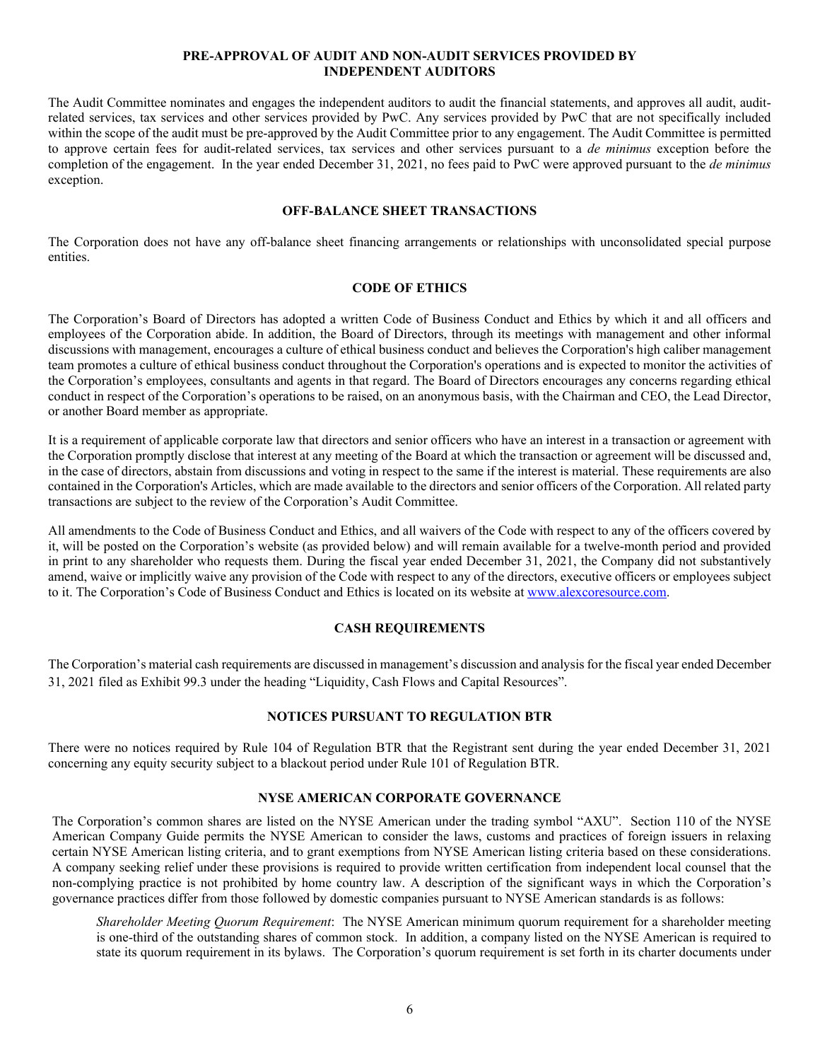## PRE-APPROVAL OF AUDIT AND NON-AUDIT SERVICES PROVIDED BY INDEPENDENT AUDITORS

The Audit Committee nominates and engages the independent auditors to audit the financial statements, and approves all audit, audit-related services, tax services and other services provided by PwC. Any services provided by PwC that are not specifically included within the scope of the audit must be pre-approved by the Audit Committee prior to any engagement. The Audit Committee is permitted to approve certain fees for audit-related services, tax services and other services pursuant to a *de minimus* exception before the completion of the engagement. In the year ended December 31, 2021, no fees paid to PwC were approved pursuant to the *de minimus* exception.

## OFF-BALANCE SHEET TRANSACTIONS

The Corporation does not have any off-balance sheet financing arrangements or relationships with unconsolidated special purpose entities.

## CODE OF ETHICS

The Corporation's Board of Directors has adopted a written Code of Business Conduct and Ethics by which it and all officers and employees of the Corporation abide. In addition, the Board of Directors, through its meetings with management and other informal discussions with management, encourages a culture of ethical business conduct and believes the Corporation's high caliber management team promotes a culture of ethical business conduct throughout the Corporation's operations and is expected to monitor the activities of the Corporation's employees, consultants and agents in that regard. The Board of Directors encourages any concerns regarding ethical conduct in respect of the Corporation's operations to be raised, on an anonymous basis, with the Chairman and CEO, the Lead Director, or another Board member as appropriate.

It is a requirement of applicable corporate law that directors and senior officers who have an interest in a transaction or agreement with the Corporation promptly disclose that interest at any meeting of the Board at which the transaction or agreement will be discussed and, in the case of directors, abstain from discussions and voting in respect to the same if the interest is material. These requirements are also contained in the Corporation's Articles, which are made available to the directors and senior officers of the Corporation. All related party transactions are subject to the review of the Corporation's Audit Committee.

All amendments to the Code of Business Conduct and Ethics, and all waivers of the Code with respect to any of the officers covered by it, will be posted on the Corporation's website (as provided below) and will remain available for a twelve-month period and provided in print to any shareholder who requests them. During the fiscal year ended December 31, 2021, the Company did not substantively amend, waive or implicitly waive any provision of the Code with respect to any of the directors, executive officers or employees subject to it. The Corporation's Code of Business Conduct and Ethics is located on its website at www.alexcoresource.com.

## CASH REQUIREMENTS

The Corporation's material cash requirements are discussed in management's discussion and analysis for the fiscal year ended December 31, 2021 filed as Exhibit 99.3 under the heading "Liquidity, Cash Flows and Capital Resources".

## NOTICES PURSUANT TO REGULATION BTR

There were no notices required by Rule 104 of Regulation BTR that the Registrant sent during the year ended December 31, 2021 concerning any equity security subject to a blackout period under Rule 101 of Regulation BTR.

## NYSE AMERICAN CORPORATE GOVERNANCE

The Corporation's common shares are listed on the NYSE American under the trading symbol "AXU". Section 110 of the NYSE American Company Guide permits the NYSE American to consider the laws, customs and practices of foreign issuers in relaxing certain NYSE American listing criteria, and to grant exemptions from NYSE American listing criteria based on these considerations. A company seeking relief under these provisions is required to provide written certification from independent local counsel that the non-complying practice is not prohibited by home country law. A description of the significant ways in which the Corporation's governance practices differ from those followed by domestic companies pursuant to NYSE American standards is as follows:

*Shareholder Meeting Quorum Requirement*: The NYSE American minimum quorum requirement for a shareholder meeting is one-third of the outstanding shares of common stock. In addition, a company listed on the NYSE American is required to state its quorum requirement in its bylaws. The Corporation's quorum requirement is set forth in its charter documents under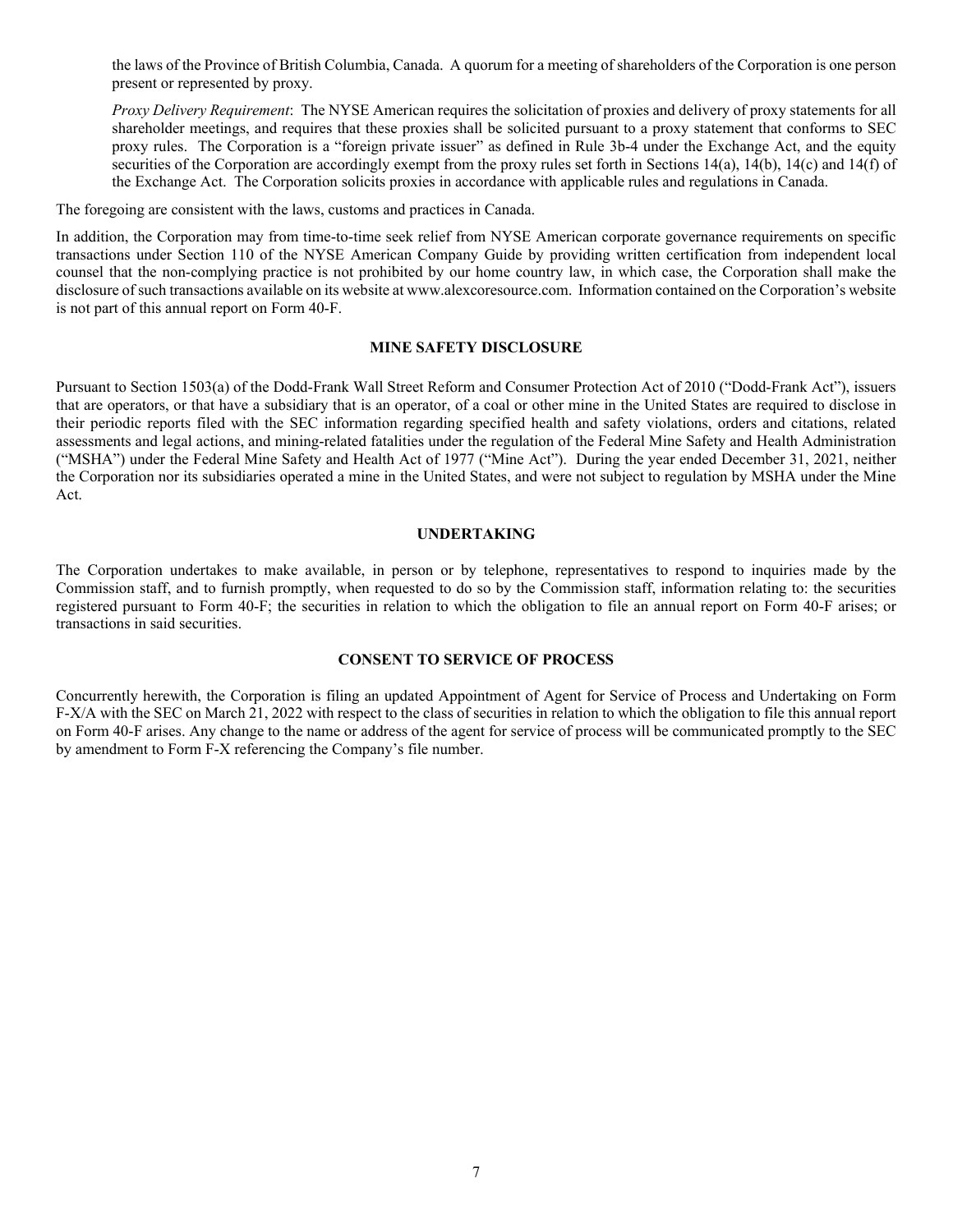the laws of the Province of British Columbia, Canada. A quorum for a meeting of shareholders of the Corporation is one person present or represented by proxy.

*Proxy Delivery Requirement*: The NYSE American requires the solicitation of proxies and delivery of proxy statements for all shareholder meetings, and requires that these proxies shall be solicited pursuant to a proxy statement that conforms to SEC proxy rules. The Corporation is a "foreign private issuer" as defined in Rule 3b-4 under the Exchange Act, and the equity securities of the Corporation are accordingly exempt from the proxy rules set forth in Sections 14(a), 14(b), 14(c) and 14(f) of the Exchange Act. The Corporation solicits proxies in accordance with applicable rules and regulations in Canada.

The foregoing are consistent with the laws, customs and practices in Canada.

In addition, the Corporation may from time-to-time seek relief from NYSE American corporate governance requirements on specific transactions under Section 110 of the NYSE American Company Guide by providing written certification from independent local counsel that the non-complying practice is not prohibited by our home country law, in which case, the Corporation shall make the disclosure of such transactions available on its website at www.alexcoresource.com. Information contained on the Corporation's website is not part of this annual report on Form 40-F.

## MINE SAFETY DISCLOSURE

Pursuant to Section 1503(a) of the Dodd-Frank Wall Street Reform and Consumer Protection Act of 2010 ("Dodd-Frank Act"), issuers that are operators, or that have a subsidiary that is an operator, of a coal or other mine in the United States are required to disclose in their periodic reports filed with the SEC information regarding specified health and safety violations, orders and citations, related assessments and legal actions, and mining-related fatalities under the regulation of the Federal Mine Safety and Health Administration ("MSHA") under the Federal Mine Safety and Health Act of 1977 ("Mine Act"). During the year ended December 31, 2021, neither the Corporation nor its subsidiaries operated a mine in the United States, and were not subject to regulation by MSHA under the Mine Act.

## UNDERTAKING

The Corporation undertakes to make available, in person or by telephone, representatives to respond to inquiries made by the Commission staff, and to furnish promptly, when requested to do so by the Commission staff, information relating to: the securities registered pursuant to Form 40-F; the securities in relation to which the obligation to file an annual report on Form 40-F arises; or transactions in said securities.

## CONSENT TO SERVICE OF PROCESS

Concurrently herewith, the Corporation is filing an updated Appointment of Agent for Service of Process and Undertaking on Form F-X/A with the SEC on March 21, 2022 with respect to the class of securities in relation to which the obligation to file this annual report on Form 40-F arises. Any change to the name or address of the agent for service of process will be communicated promptly to the SEC by amendment to Form F-X referencing the Company's file number.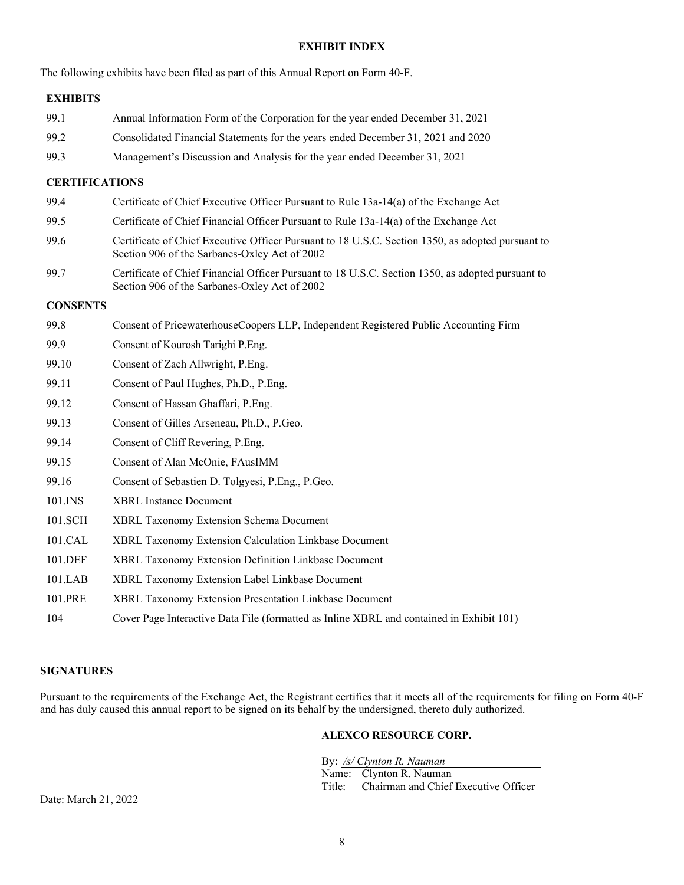## EXHIBIT INDEX

The following exhibits have been filed as part of this Annual Report on Form 40-F.

### EXHIBITS

| | |
|---|---|
| 99.1 | Annual Information Form of the Corporation for the year ended December 31, 2021 |
| 99.2 | Consolidated Financial Statements for the years ended December 31, 2021 and 2020 |
| 99.3 | Management's Discussion and Analysis for the year ended December 31, 2021 |

### CERTIFICATIONS

| | |
|---|---|
| 99.4 | Certificate of Chief Executive Officer Pursuant to Rule 13a-14(a) of the Exchange Act |
| 99.5 | Certificate of Chief Financial Officer Pursuant to Rule 13a-14(a) of the Exchange Act |
| 99.6 | Certificate of Chief Executive Officer Pursuant to 18 U.S.C. Section 1350, as adopted pursuant to Section 906 of the Sarbanes-Oxley Act of 2002 |
| 99.7 | Certificate of Chief Financial Officer Pursuant to 18 U.S.C. Section 1350, as adopted pursuant to Section 906 of the Sarbanes-Oxley Act of 2002 |

### CONSENTS

| | |
|---|---|
| 99.8 | Consent of PricewaterhouseCoopers LLP, Independent Registered Public Accounting Firm |
| 99.9 | Consent of Kourosh Tarighi P.Eng. |
| 99.10 | Consent of Zach Allwright, P.Eng. |
| 99.11 | Consent of Paul Hughes, Ph.D., P.Eng. |
| 99.12 | Consent of Hassan Ghaffari, P.Eng. |
| 99.13 | Consent of Gilles Arseneau, Ph.D., P.Geo. |
| 99.14 | Consent of Cliff Revering, P.Eng. |
| 99.15 | Consent of Alan McOnie, FAusIMM |
| 99.16 | Consent of Sebastien D. Tolgyesi, P.Eng., P.Geo. |
| 101.INS | XBRL Instance Document |
| 101.SCH | XBRL Taxonomy Extension Schema Document |
| 101.CAL | XBRL Taxonomy Extension Calculation Linkbase Document |
| 101.DEF | XBRL Taxonomy Extension Definition Linkbase Document |
| 101.LAB | XBRL Taxonomy Extension Label Linkbase Document |
| 101.PRE | XBRL Taxonomy Extension Presentation Linkbase Document |
| 104 | Cover Page Interactive Data File (formatted as Inline XBRL and contained in Exhibit 101) |

## SIGNATURES

Pursuant to the requirements of the Exchange Act, the Registrant certifies that it meets all of the requirements for filing on Form 40-F and has duly caused this annual report to be signed on its behalf by the undersigned, thereto duly authorized.

**ALEXCO RESOURCE CORP.**

By: */s/ Clynton R. Nauman*
Name: Clynton R. Nauman
Title: Chairman and Chief Executive Officer

Date: March 21, 2022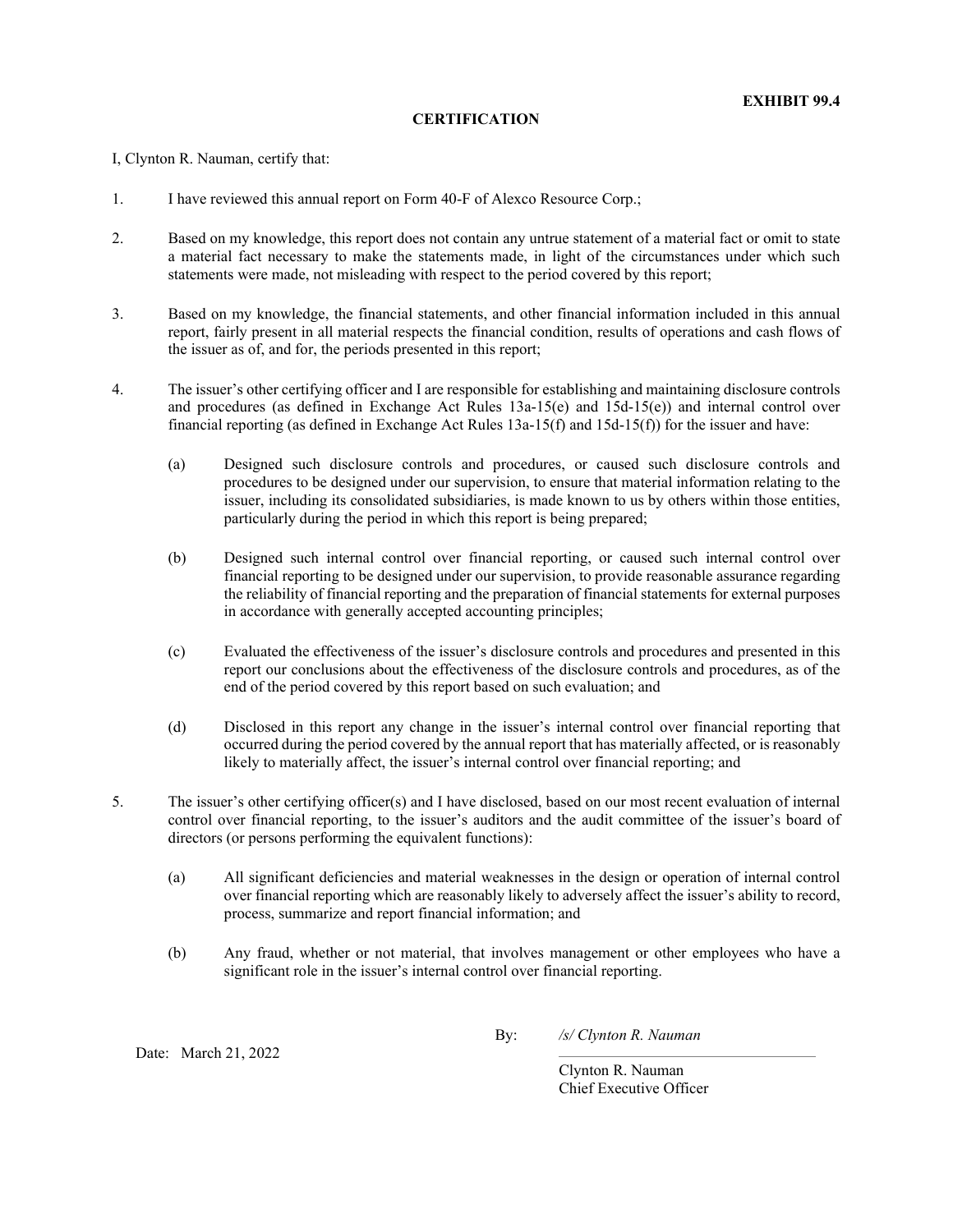**EXHIBIT 99.4**

**CERTIFICATION**

I, Clynton R. Nauman, certify that:

1. I have reviewed this annual report on Form 40-F of Alexco Resource Corp.;

2. Based on my knowledge, this report does not contain any untrue statement of a material fact or omit to state a material fact necessary to make the statements made, in light of the circumstances under which such statements were made, not misleading with respect to the period covered by this report;

3. Based on my knowledge, the financial statements, and other financial information included in this annual report, fairly present in all material respects the financial condition, results of operations and cash flows of the issuer as of, and for, the periods presented in this report;

4. The issuer's other certifying officer and I are responsible for establishing and maintaining disclosure controls and procedures (as defined in Exchange Act Rules 13a-15(e) and 15d-15(e)) and internal control over financial reporting (as defined in Exchange Act Rules 13a-15(f) and 15d-15(f)) for the issuer and have:

   (a) Designed such disclosure controls and procedures, or caused such disclosure controls and procedures to be designed under our supervision, to ensure that material information relating to the issuer, including its consolidated subsidiaries, is made known to us by others within those entities, particularly during the period in which this report is being prepared;

   (b) Designed such internal control over financial reporting, or caused such internal control over financial reporting to be designed under our supervision, to provide reasonable assurance regarding the reliability of financial reporting and the preparation of financial statements for external purposes in accordance with generally accepted accounting principles;

   (c) Evaluated the effectiveness of the issuer's disclosure controls and procedures and presented in this report our conclusions about the effectiveness of the disclosure controls and procedures, as of the end of the period covered by this report based on such evaluation; and

   (d) Disclosed in this report any change in the issuer's internal control over financial reporting that occurred during the period covered by the annual report that has materially affected, or is reasonably likely to materially affect, the issuer's internal control over financial reporting; and

5. The issuer's other certifying officer(s) and I have disclosed, based on our most recent evaluation of internal control over financial reporting, to the issuer's auditors and the audit committee of the issuer's board of directors (or persons performing the equivalent functions):

   (a) All significant deficiencies and material weaknesses in the design or operation of internal control over financial reporting which are reasonably likely to adversely affect the issuer's ability to record, process, summarize and report financial information; and

   (b) Any fraud, whether or not material, that involves management or other employees who have a significant role in the issuer's internal control over financial reporting.

Date: March 21, 2022

By: */s/ Clynton R. Nauman*

Clynton R. Nauman
Chief Executive Officer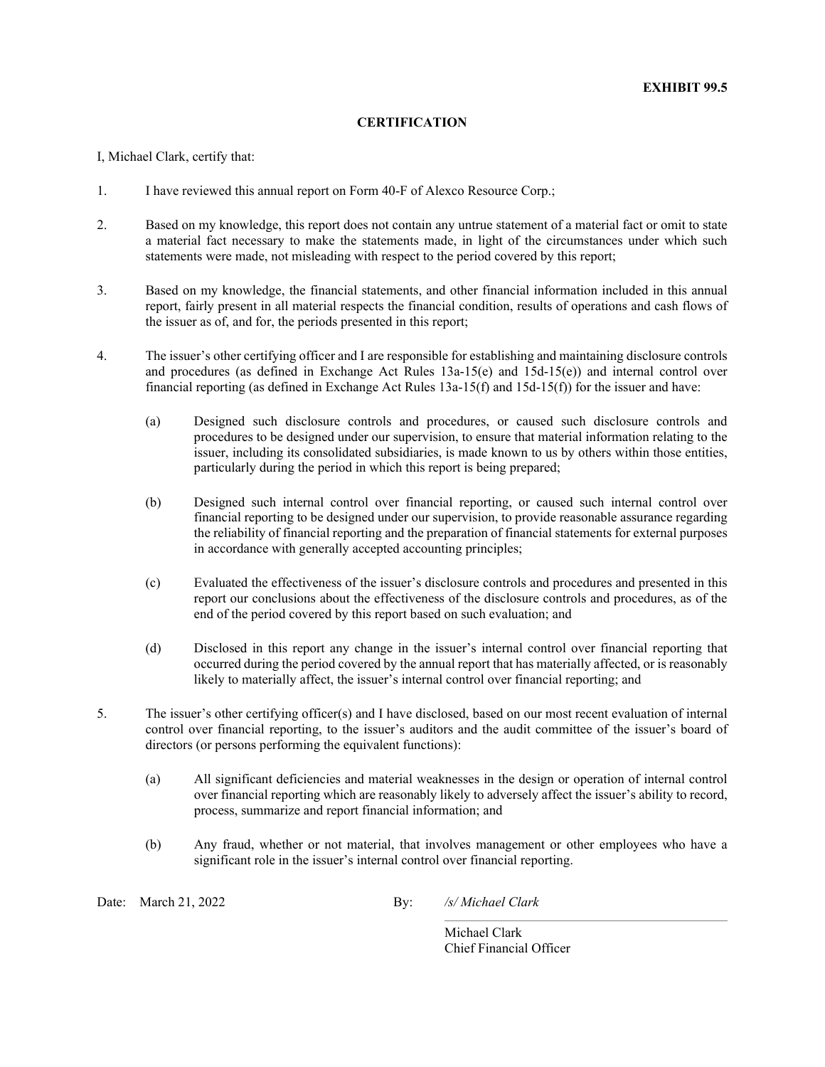**EXHIBIT 99.5**

**CERTIFICATION**

I, Michael Clark, certify that:

1. I have reviewed this annual report on Form 40-F of Alexco Resource Corp.;

2. Based on my knowledge, this report does not contain any untrue statement of a material fact or omit to state a material fact necessary to make the statements made, in light of the circumstances under which such statements were made, not misleading with respect to the period covered by this report;

3. Based on my knowledge, the financial statements, and other financial information included in this annual report, fairly present in all material respects the financial condition, results of operations and cash flows of the issuer as of, and for, the periods presented in this report;

4. The issuer's other certifying officer and I are responsible for establishing and maintaining disclosure controls and procedures (as defined in Exchange Act Rules 13a-15(e) and 15d-15(e)) and internal control over financial reporting (as defined in Exchange Act Rules 13a-15(f) and 15d-15(f)) for the issuer and have:

   (a) Designed such disclosure controls and procedures, or caused such disclosure controls and procedures to be designed under our supervision, to ensure that material information relating to the issuer, including its consolidated subsidiaries, is made known to us by others within those entities, particularly during the period in which this report is being prepared;

   (b) Designed such internal control over financial reporting, or caused such internal control over financial reporting to be designed under our supervision, to provide reasonable assurance regarding the reliability of financial reporting and the preparation of financial statements for external purposes in accordance with generally accepted accounting principles;

   (c) Evaluated the effectiveness of the issuer's disclosure controls and procedures and presented in this report our conclusions about the effectiveness of the disclosure controls and procedures, as of the end of the period covered by this report based on such evaluation; and

   (d) Disclosed in this report any change in the issuer's internal control over financial reporting that occurred during the period covered by the annual report that has materially affected, or is reasonably likely to materially affect, the issuer's internal control over financial reporting; and

5. The issuer's other certifying officer(s) and I have disclosed, based on our most recent evaluation of internal control over financial reporting, to the issuer's auditors and the audit committee of the issuer's board of directors (or persons performing the equivalent functions):

   (a) All significant deficiencies and material weaknesses in the design or operation of internal control over financial reporting which are reasonably likely to adversely affect the issuer's ability to record, process, summarize and report financial information; and

   (b) Any fraud, whether or not material, that involves management or other employees who have a significant role in the issuer's internal control over financial reporting.

Date: March 21, 2022

By: */s/ Michael Clark*

Michael Clark
Chief Financial Officer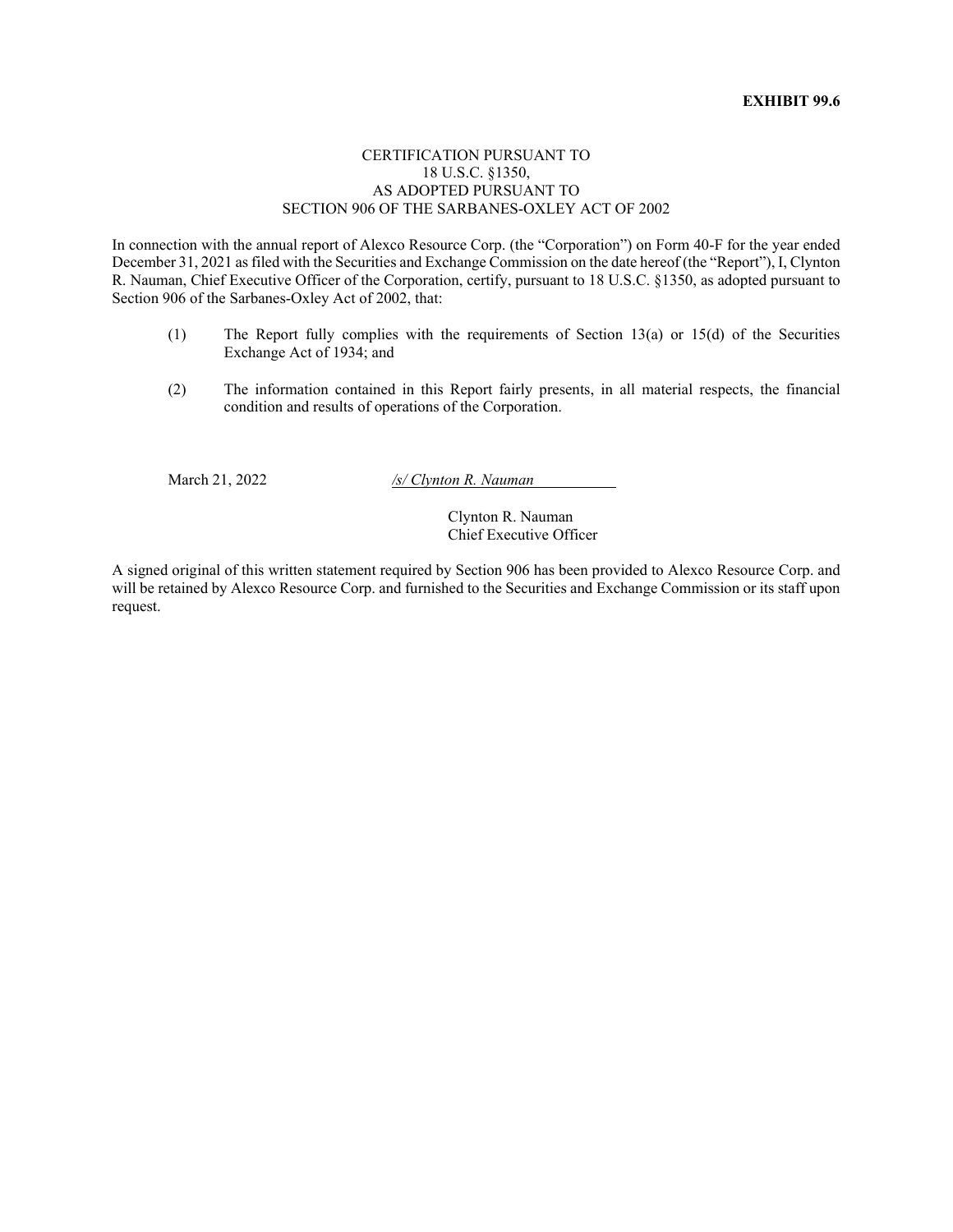**EXHIBIT 99.6**

CERTIFICATION PURSUANT TO
18 U.S.C. §1350,
AS ADOPTED PURSUANT TO
SECTION 906 OF THE SARBANES-OXLEY ACT OF 2002

In connection with the annual report of Alexco Resource Corp. (the "Corporation") on Form 40-F for the year ended December 31, 2021 as filed with the Securities and Exchange Commission on the date hereof (the "Report"), I, Clynton R. Nauman, Chief Executive Officer of the Corporation, certify, pursuant to 18 U.S.C. §1350, as adopted pursuant to Section 906 of the Sarbanes-Oxley Act of 2002, that:

(1) The Report fully complies with the requirements of Section 13(a) or 15(d) of the Securities Exchange Act of 1934; and

(2) The information contained in this Report fairly presents, in all material respects, the financial condition and results of operations of the Corporation.

March 21, 2022 *~~/s/ Clynton R. Nauman~~*

Clynton R. Nauman
Chief Executive Officer

A signed original of this written statement required by Section 906 has been provided to Alexco Resource Corp. and will be retained by Alexco Resource Corp. and furnished to the Securities and Exchange Commission or its staff upon request.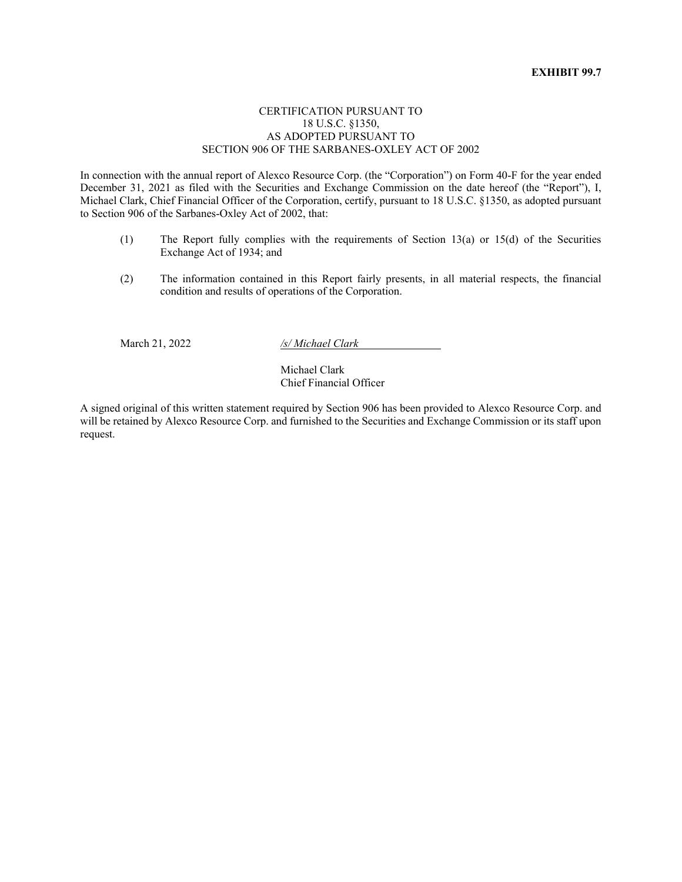**EXHIBIT 99.7**

CERTIFICATION PURSUANT TO
18 U.S.C. §1350,
AS ADOPTED PURSUANT TO
SECTION 906 OF THE SARBANES-OXLEY ACT OF 2002

In connection with the annual report of Alexco Resource Corp. (the "Corporation") on Form 40-F for the year ended December 31, 2021 as filed with the Securities and Exchange Commission on the date hereof (the "Report"), I, Michael Clark, Chief Financial Officer of the Corporation, certify, pursuant to 18 U.S.C. §1350, as adopted pursuant to Section 906 of the Sarbanes-Oxley Act of 2002, that:

(1) The Report fully complies with the requirements of Section 13(a) or 15(d) of the Securities Exchange Act of 1934; and

(2) The information contained in this Report fairly presents, in all material respects, the financial condition and results of operations of the Corporation.

March 21, 2022 *&#47;s&#47; Michael Clark*

Michael Clark
Chief Financial Officer

A signed original of this written statement required by Section 906 has been provided to Alexco Resource Corp. and will be retained by Alexco Resource Corp. and furnished to the Securities and Exchange Commission or its staff upon request.